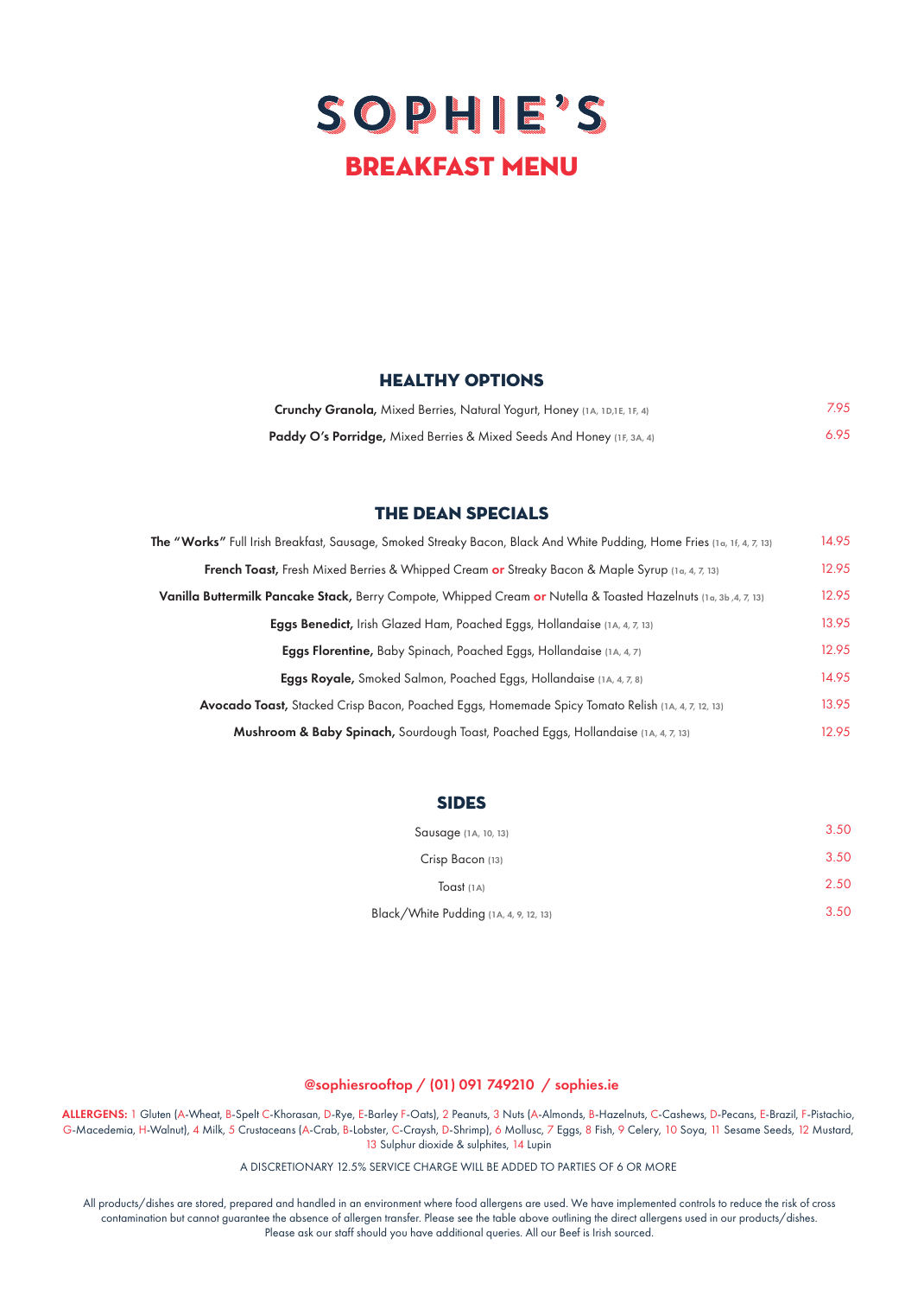# SOPHIE'S

## BREAKFAST MENU

### HEALTHY OPTIONS

**Crunchy Granola,** Mixed Berries, Natural Yogurt, Honey (1A, 1D,1E, 1F, 4) — 7.95

**Paddy O's Porridge,** Mixed Berries & Mixed Seeds And Honey (1F, 3A, 4) — 6.95

### THE DEAN SPECIALS

**The "Works"** Full Irish Breakfast, Sausage, Smoked Streaky Bacon, Black And White Pudding, Home Fries (1a, 1f, 4, 7, 13) — 14.95

**French Toast,** Fresh Mixed Berries & Whipped Cream **or** Streaky Bacon & Maple Syrup (1a, 4, 7, 13) — 12.95

**Vanilla Buttermilk Pancake Stack,** Berry Compote, Whipped Cream **or** Nutella & Toasted Hazelnuts (1a, 3b ,4, 7, 13) — 12.95

**Eggs Benedict,** Irish Glazed Ham, Poached Eggs, Hollandaise (1A, 4, 7, 13) — 13.95

**Eggs Florentine,** Baby Spinach, Poached Eggs, Hollandaise (1A, 4, 7) — 12.95

**Eggs Royale,** Smoked Salmon, Poached Eggs, Hollandaise (1A, 4, 7, 8) — 14.95

**Avocado Toast,** Stacked Crisp Bacon, Poached Eggs, Homemade Spicy Tomato Relish (1A, 4, 7, 12, 13) — 13.95

**Mushroom & Baby Spinach,** Sourdough Toast, Poached Eggs, Hollandaise (1A, 4, 7, 13) — 12.95

### SIDES

Sausage (1A, 10, 13) — 3.50

Crisp Bacon (13) — 3.50

Toast (1A) — 2.50

Black/White Pudding (1A, 4, 9, 12, 13) — 3.50

@sophiesrooftop / (01) 091 749210 / sophies.ie

**ALLERGENS:** 1 Gluten (A-Wheat, B-Spelt C-Khorasan, D-Rye, E-Barley F-Oats), 2 Peanuts, 3 Nuts (A-Almonds, B-Hazelnuts, C-Cashews, D-Pecans, E-Brazil, F-Pistachio, G-Macedemia, H-Walnut), 4 Milk, 5 Crustaceans (A-Crab, B-Lobster, C-Craysh, D-Shrimp), 6 Mollusc, 7 Eggs, 8 Fish, 9 Celery, 10 Soya, 11 Sesame Seeds, 12 Mustard, 13 Sulphur dioxide & sulphites, 14 Lupin

A DISCRETIONARY 12.5% SERVICE CHARGE WILL BE ADDED TO PARTIES OF 6 OR MORE

All products/dishes are stored, prepared and handled in an environment where food allergens are used. We have implemented controls to reduce the risk of cross contamination but cannot guarantee the absence of allergen transfer. Please see the table above outlining the direct allergens used in our products/dishes. Please ask our staff should you have additional queries. All our Beef is Irish sourced.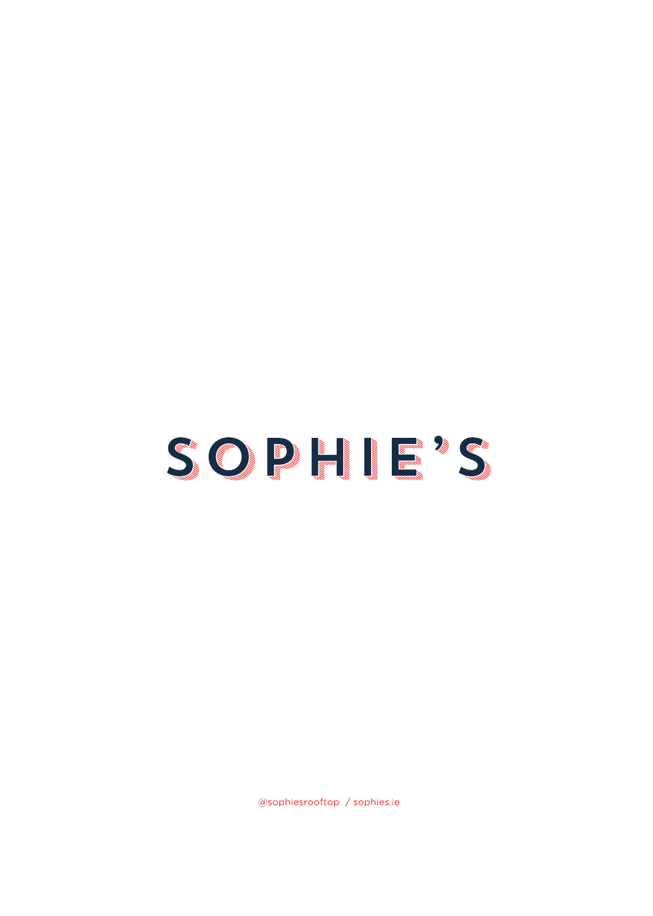# SOPHIE'S

@sophiesrooftop / sophies.ie